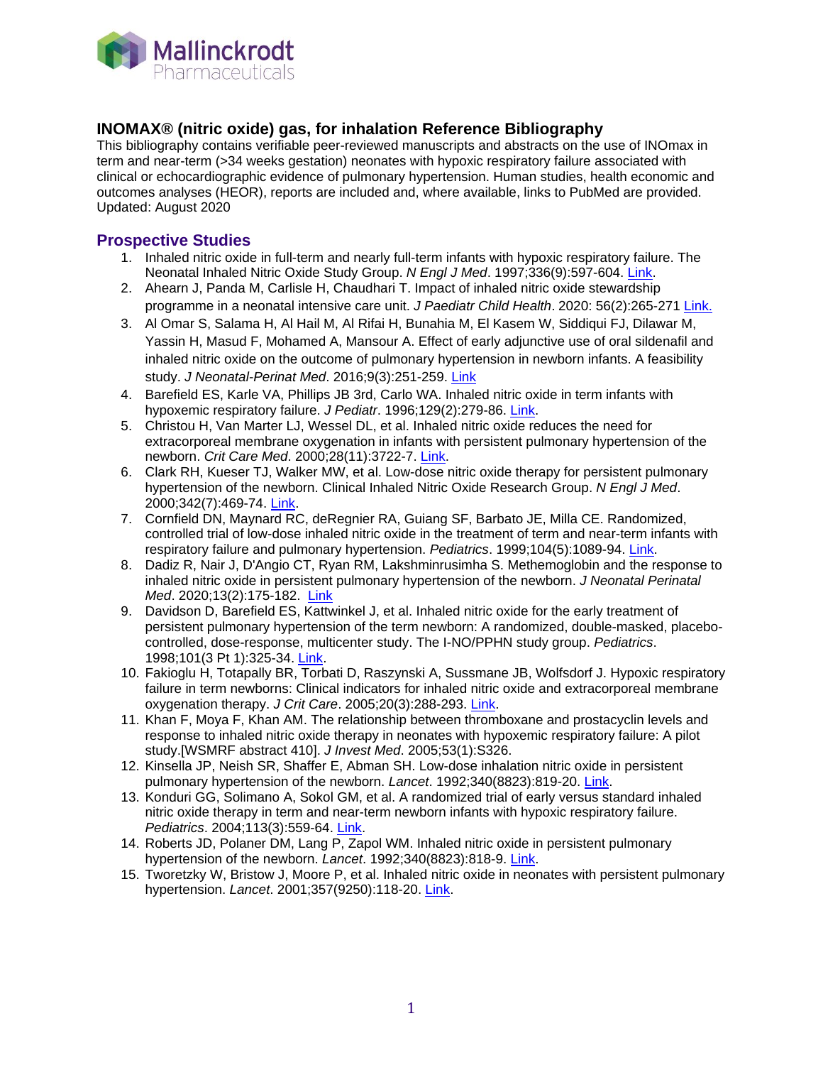Mallinckrodt Pharmaceuticals

## INOMAX® (nitric oxide) gas, for inhalation Reference Bibliography

This bibliography contains verifiable peer-reviewed manuscripts and abstracts on the use of INOmax in term and near-term (>34 weeks gestation) neonates with hypoxic respiratory failure associated with clinical or echocardiographic evidence of pulmonary hypertension. Human studies, health economic and outcomes analyses (HEOR), reports are included and, where available, links to PubMed are provided.
Updated: August 2020

### Prospective Studies

1. Inhaled nitric oxide in full-term and nearly full-term infants with hypoxic respiratory failure. The Neonatal Inhaled Nitric Oxide Study Group. *N Engl J Med*. 1997;336(9):597-604. Link.
2. Ahearn J, Panda M, Carlisle H, Chaudhari T. Impact of inhaled nitric oxide stewardship programme in a neonatal intensive care unit. *J Paediatr Child Health*. 2020: 56(2):265-271 Link.
3. Al Omar S, Salama H, Al Hail M, Al Rifai H, Bunahia M, El Kasem W, Siddiqui FJ, Dilawar M, Yassin H, Masud F, Mohamed A, Mansour A. Effect of early adjunctive use of oral sildenafil and inhaled nitric oxide on the outcome of pulmonary hypertension in newborn infants. A feasibility study. *J Neonatal-Perinat Med*. 2016;9(3):251-259. Link
4. Barefield ES, Karle VA, Phillips JB 3rd, Carlo WA. Inhaled nitric oxide in term infants with hypoxemic respiratory failure. *J Pediatr*. 1996;129(2):279-86. Link.
5. Christou H, Van Marter LJ, Wessel DL, et al. Inhaled nitric oxide reduces the need for extracorporeal membrane oxygenation in infants with persistent pulmonary hypertension of the newborn. *Crit Care Med*. 2000;28(11):3722-7. Link.
6. Clark RH, Kueser TJ, Walker MW, et al. Low-dose nitric oxide therapy for persistent pulmonary hypertension of the newborn. Clinical Inhaled Nitric Oxide Research Group. *N Engl J Med*. 2000;342(7):469-74. Link.
7. Cornfield DN, Maynard RC, deRegnier RA, Guiang SF, Barbato JE, Milla CE. Randomized, controlled trial of low-dose inhaled nitric oxide in the treatment of term and near-term infants with respiratory failure and pulmonary hypertension. *Pediatrics*. 1999;104(5):1089-94. Link.
8. Dadiz R, Nair J, D'Angio CT, Ryan RM, Lakshminrusimha S. Methemoglobin and the response to inhaled nitric oxide in persistent pulmonary hypertension of the newborn. *J Neonatal Perinatal Med*. 2020;13(2):175-182. Link
9. Davidson D, Barefield ES, Kattwinkel J, et al. Inhaled nitric oxide for the early treatment of persistent pulmonary hypertension of the term newborn: A randomized, double-masked, placebo-controlled, dose-response, multicenter study. The I-NO/PPHN study group. *Pediatrics*. 1998;101(3 Pt 1):325-34. Link.
10. Fakioglu H, Totapally BR, Torbati D, Raszynski A, Sussmane JB, Wolfsdorf J. Hypoxic respiratory failure in term newborns: Clinical indicators for inhaled nitric oxide and extracorporeal membrane oxygenation therapy. *J Crit Care*. 2005;20(3):288-293. Link.
11. Khan F, Moya F, Khan AM. The relationship between thromboxane and prostacyclin levels and response to inhaled nitric oxide therapy in neonates with hypoxemic respiratory failure: A pilot study.[WSMRF abstract 410]. *J Invest Med*. 2005;53(1):S326.
12. Kinsella JP, Neish SR, Shaffer E, Abman SH. Low-dose inhalation nitric oxide in persistent pulmonary hypertension of the newborn. *Lancet*. 1992;340(8823):819-20. Link.
13. Konduri GG, Solimano A, Sokol GM, et al. A randomized trial of early versus standard inhaled nitric oxide therapy in term and near-term newborn infants with hypoxic respiratory failure. *Pediatrics*. 2004;113(3):559-64. Link.
14. Roberts JD, Polaner DM, Lang P, Zapol WM. Inhaled nitric oxide in persistent pulmonary hypertension of the newborn. *Lancet*. 1992;340(8823):818-9. Link.
15. Tworetzky W, Bristow J, Moore P, et al. Inhaled nitric oxide in neonates with persistent pulmonary hypertension. *Lancet*. 2001;357(9250):118-20. Link.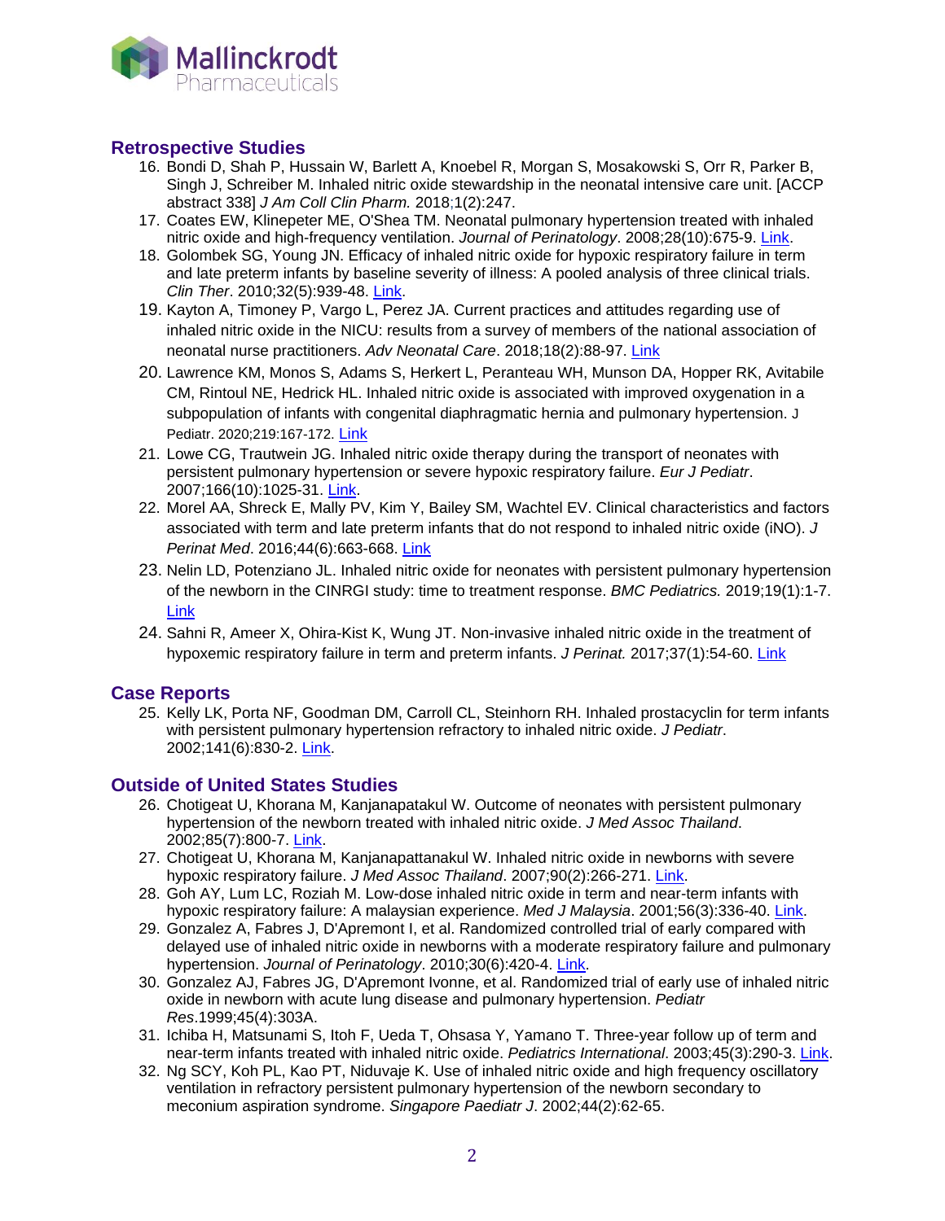## Retrospective Studies

16. Bondi D, Shah P, Hussain W, Barlett A, Knoebel R, Morgan S, Mosakowski S, Orr R, Parker B, Singh J, Schreiber M. Inhaled nitric oxide stewardship in the neonatal intensive care unit. [ACCP abstract 338] *J Am Coll Clin Pharm.* 2018;1(2):247.
17. Coates EW, Klinepeter ME, O'Shea TM. Neonatal pulmonary hypertension treated with inhaled nitric oxide and high-frequency ventilation. *Journal of Perinatology*. 2008;28(10):675-9. Link.
18. Golombek SG, Young JN. Efficacy of inhaled nitric oxide for hypoxic respiratory failure in term and late preterm infants by baseline severity of illness: A pooled analysis of three clinical trials. *Clin Ther*. 2010;32(5):939-48. Link.
19. Kayton A, Timoney P, Vargo L, Perez JA. Current practices and attitudes regarding use of inhaled nitric oxide in the NICU: results from a survey of members of the national association of neonatal nurse practitioners. *Adv Neonatal Care*. 2018;18(2):88-97. Link
20. Lawrence KM, Monos S, Adams S, Herkert L, Peranteau WH, Munson DA, Hopper RK, Avitabile CM, Rintoul NE, Hedrick HL. Inhaled nitric oxide is associated with improved oxygenation in a subpopulation of infants with congenital diaphragmatic hernia and pulmonary hypertension. J Pediatr. 2020;219:167-172. Link
21. Lowe CG, Trautwein JG. Inhaled nitric oxide therapy during the transport of neonates with persistent pulmonary hypertension or severe hypoxic respiratory failure. *Eur J Pediatr*. 2007;166(10):1025-31. Link.
22. Morel AA, Shreck E, Mally PV, Kim Y, Bailey SM, Wachtel EV. Clinical characteristics and factors associated with term and late preterm infants that do not respond to inhaled nitric oxide (iNO). *J Perinat Med*. 2016;44(6):663-668. Link
23. Nelin LD, Potenziano JL. Inhaled nitric oxide for neonates with persistent pulmonary hypertension of the newborn in the CINRGI study: time to treatment response. *BMC Pediatrics.* 2019;19(1):1-7. Link
24. Sahni R, Ameer X, Ohira-Kist K, Wung JT. Non-invasive inhaled nitric oxide in the treatment of hypoxemic respiratory failure in term and preterm infants. *J Perinat.* 2017;37(1):54-60. Link

## Case Reports

25. Kelly LK, Porta NF, Goodman DM, Carroll CL, Steinhorn RH. Inhaled prostacyclin for term infants with persistent pulmonary hypertension refractory to inhaled nitric oxide. *J Pediatr*. 2002;141(6):830-2. Link.

## Outside of United States Studies

26. Chotigeat U, Khorana M, Kanjanapatakul W. Outcome of neonates with persistent pulmonary hypertension of the newborn treated with inhaled nitric oxide. *J Med Assoc Thailand*. 2002;85(7):800-7. Link.
27. Chotigeat U, Khorana M, Kanjanapattanakul W. Inhaled nitric oxide in newborns with severe hypoxic respiratory failure. *J Med Assoc Thailand*. 2007;90(2):266-271. Link.
28. Goh AY, Lum LC, Roziah M. Low-dose inhaled nitric oxide in term and near-term infants with hypoxic respiratory failure: A malaysian experience. *Med J Malaysia*. 2001;56(3):336-40. Link.
29. Gonzalez A, Fabres J, D'Apremont I, et al. Randomized controlled trial of early compared with delayed use of inhaled nitric oxide in newborns with a moderate respiratory failure and pulmonary hypertension. *Journal of Perinatology*. 2010;30(6):420-4. Link.
30. Gonzalez AJ, Fabres JG, D'Apremont Ivonne, et al. Randomized trial of early use of inhaled nitric oxide in newborn with acute lung disease and pulmonary hypertension. *Pediatr Res*.1999;45(4):303A.
31. Ichiba H, Matsunami S, Itoh F, Ueda T, Ohsasa Y, Yamano T. Three-year follow up of term and near-term infants treated with inhaled nitric oxide. *Pediatrics International*. 2003;45(3):290-3. Link.
32. Ng SCY, Koh PL, Kao PT, Niduvaje K. Use of inhaled nitric oxide and high frequency oscillatory ventilation in refractory persistent pulmonary hypertension of the newborn secondary to meconium aspiration syndrome. *Singapore Paediatr J*. 2002;44(2):62-65.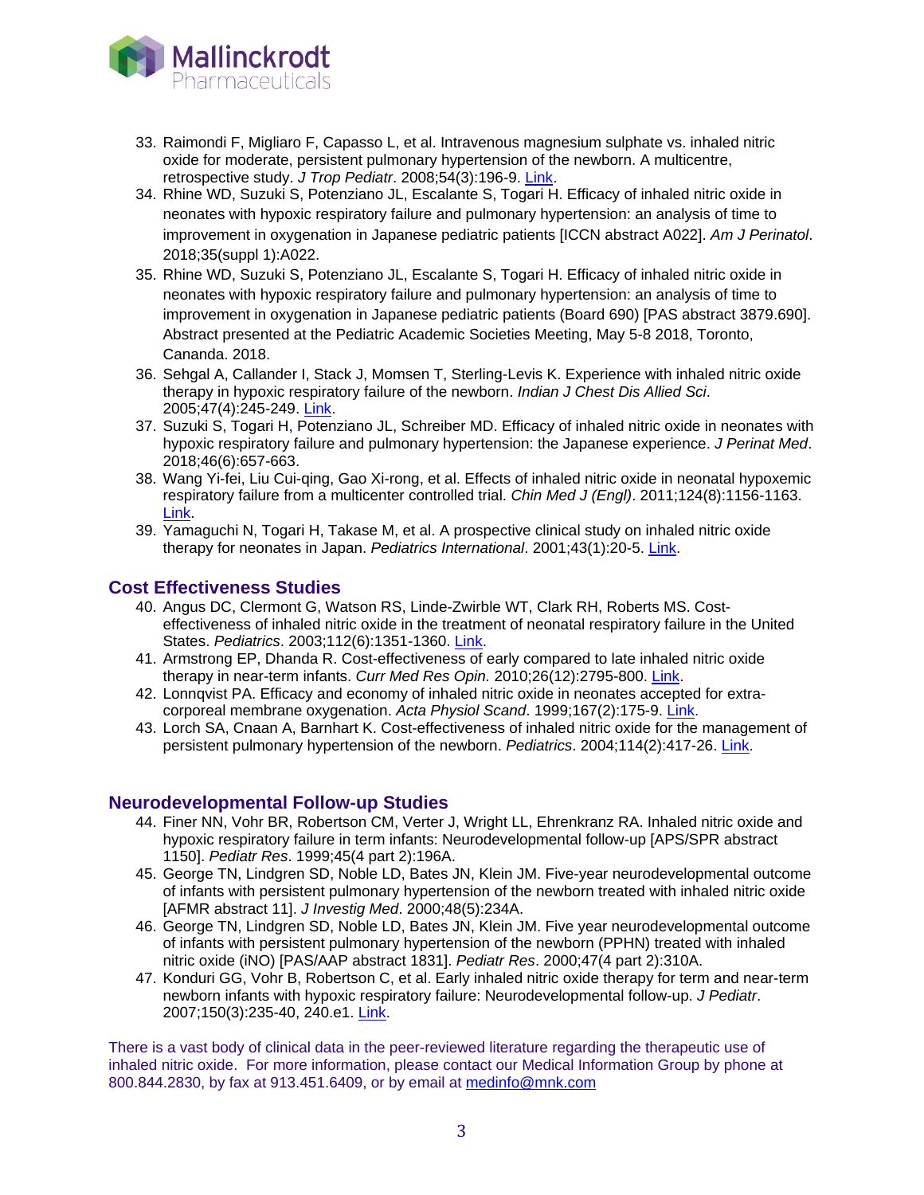33. Raimondi F, Migliaro F, Capasso L, et al. Intravenous magnesium sulphate vs. inhaled nitric oxide for moderate, persistent pulmonary hypertension of the newborn. A multicentre, retrospective study. *J Trop Pediatr*. 2008;54(3):196-9. Link.
34. Rhine WD, Suzuki S, Potenziano JL, Escalante S, Togari H. Efficacy of inhaled nitric oxide in neonates with hypoxic respiratory failure and pulmonary hypertension: an analysis of time to improvement in oxygenation in Japanese pediatric patients [ICCN abstract A022]. *Am J Perinatol*. 2018;35(suppl 1):A022.
35. Rhine WD, Suzuki S, Potenziano JL, Escalante S, Togari H. Efficacy of inhaled nitric oxide in neonates with hypoxic respiratory failure and pulmonary hypertension: an analysis of time to improvement in oxygenation in Japanese pediatric patients (Board 690) [PAS abstract 3879.690]. Abstract presented at the Pediatric Academic Societies Meeting, May 5-8 2018, Toronto, Cananda. 2018.
36. Sehgal A, Callander I, Stack J, Momsen T, Sterling-Levis K. Experience with inhaled nitric oxide therapy in hypoxic respiratory failure of the newborn. *Indian J Chest Dis Allied Sci*. 2005;47(4):245-249. Link.
37. Suzuki S, Togari H, Potenziano JL, Schreiber MD. Efficacy of inhaled nitric oxide in neonates with hypoxic respiratory failure and pulmonary hypertension: the Japanese experience. *J Perinat Med*. 2018;46(6):657-663.
38. Wang Yi-fei, Liu Cui-qing, Gao Xi-rong, et al. Effects of inhaled nitric oxide in neonatal hypoxemic respiratory failure from a multicenter controlled trial. *Chin Med J (Engl)*. 2011;124(8):1156-1163. Link.
39. Yamaguchi N, Togari H, Takase M, et al. A prospective clinical study on inhaled nitric oxide therapy for neonates in Japan. *Pediatrics International*. 2001;43(1):20-5. Link.

## Cost Effectiveness Studies

40. Angus DC, Clermont G, Watson RS, Linde-Zwirble WT, Clark RH, Roberts MS. Cost-effectiveness of inhaled nitric oxide in the treatment of neonatal respiratory failure in the United States. *Pediatrics*. 2003;112(6):1351-1360. Link.
41. Armstrong EP, Dhanda R. Cost-effectiveness of early compared to late inhaled nitric oxide therapy in near-term infants. *Curr Med Res Opin.* 2010;26(12):2795-800. Link.
42. Lonnqvist PA. Efficacy and economy of inhaled nitric oxide in neonates accepted for extra-corporeal membrane oxygenation. *Acta Physiol Scand*. 1999;167(2):175-9. Link.
43. Lorch SA, Cnaan A, Barnhart K. Cost-effectiveness of inhaled nitric oxide for the management of persistent pulmonary hypertension of the newborn. *Pediatrics*. 2004;114(2):417-26. Link.

## Neurodevelopmental Follow-up Studies

44. Finer NN, Vohr BR, Robertson CM, Verter J, Wright LL, Ehrenkranz RA. Inhaled nitric oxide and hypoxic respiratory failure in term infants: Neurodevelopmental follow-up [APS/SPR abstract 1150]. *Pediatr Res*. 1999;45(4 part 2):196A.
45. George TN, Lindgren SD, Noble LD, Bates JN, Klein JM. Five-year neurodevelopmental outcome of infants with persistent pulmonary hypertension of the newborn treated with inhaled nitric oxide [AFMR abstract 11]. *J Investig Med*. 2000;48(5):234A.
46. George TN, Lindgren SD, Noble LD, Bates JN, Klein JM. Five year neurodevelopmental outcome of infants with persistent pulmonary hypertension of the newborn (PPHN) treated with inhaled nitric oxide (iNO) [PAS/AAP abstract 1831]. *Pediatr Res*. 2000;47(4 part 2):310A.
47. Konduri GG, Vohr B, Robertson C, et al. Early inhaled nitric oxide therapy for term and near-term newborn infants with hypoxic respiratory failure: Neurodevelopmental follow-up. *J Pediatr*. 2007;150(3):235-40, 240.e1. Link.

There is a vast body of clinical data in the peer-reviewed literature regarding the therapeutic use of inhaled nitric oxide. For more information, please contact our Medical Information Group by phone at 800.844.2830, by fax at 913.451.6409, or by email at medinfo@mnk.com